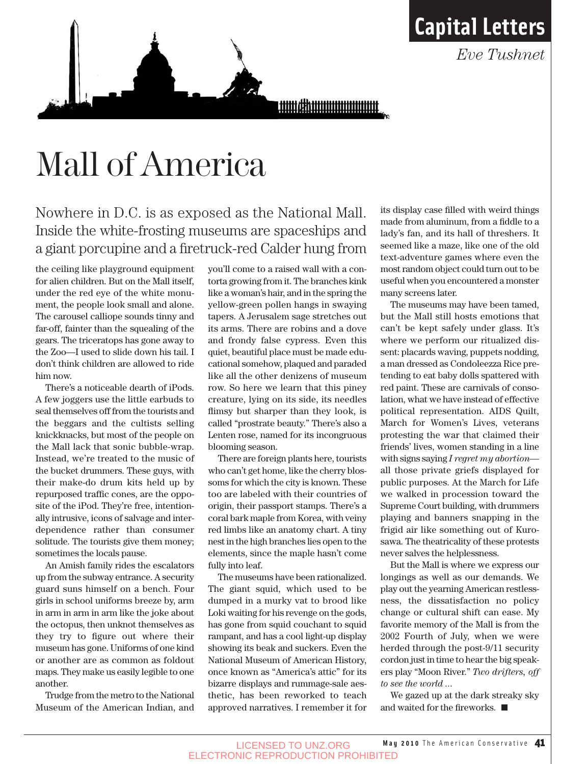Capital Letters

*Eve Tushnet*

# Mall of America

Nowhere in D.C. is as exposed as the National Mall. Inside the white-frosting museums are spaceships and a giant porcupine and a firetruck-red Calder hung from the ceiling like playground equipment for alien children. But on the Mall itself, under the red eye of the white monument, the people look small and alone. The carousel calliope sounds tinny and far-off, fainter than the squealing of the gears. The triceratops has gone away to the Zoo—I used to slide down his tail. I don't think children are allowed to ride him now.

There's a noticeable dearth of iPods. A few joggers use the little earbuds to seal themselves off from the tourists and the beggars and the cultists selling knickknacks, but most of the people on the Mall lack that sonic bubble-wrap. Instead, we're treated to the music of the bucket drummers. These guys, with their make-do drum kits held up by repurposed traffic cones, are the opposite of the iPod. They're free, intentionally intrusive, icons of salvage and interdependence rather than consumer solitude. The tourists give them money; sometimes the locals pause.

An Amish family rides the escalators up from the subway entrance. A security guard suns himself on a bench. Four girls in school uniforms breeze by, arm in arm in arm in arm like the joke about the octopus, then unknot themselves as they try to figure out where their museum has gone. Uniforms of one kind or another are as common as foldout maps. They make us easily legible to one another.

Trudge from the metro to the National Museum of the American Indian, and you'll come to a raised wall with a contorta growing from it. The branches kink like a woman's hair, and in the spring the yellow-green pollen hangs in swaying tapers. A Jerusalem sage stretches out its arms. There are robins and a dove and frondy false cypress. Even this quiet, beautiful place must be made educational somehow, plaqued and paraded like all the other denizens of museum row. So here we learn that this piney creature, lying on its side, its needles flimsy but sharper than they look, is called "prostrate beauty." There's also a Lenten rose, named for its incongruous blooming season.

There are foreign plants here, tourists who can't get home, like the cherry blossoms for which the city is known. These too are labeled with their countries of origin, their passport stamps. There's a coral bark maple from Korea, with veiny red limbs like an anatomy chart. A tiny nest in the high branches lies open to the elements, since the maple hasn't come fully into leaf.

The museums have been rationalized. The giant squid, which used to be dumped in a murky vat to brood like Loki waiting for his revenge on the gods, has gone from squid couchant to squid rampant, and has a cool light-up display showing its beak and suckers. Even the National Museum of American History, once known as "America's attic" for its bizarre displays and rummage-sale aesthetic, has been reworked to teach approved narratives. I remember it for its display case filled with weird things made from aluminum, from a fiddle to a lady's fan, and its hall of threshers. It seemed like a maze, like one of the old text-adventure games where even the most random object could turn out to be useful when you encountered a monster many screens later.

The museums may have been tamed, but the Mall still hosts emotions that can't be kept safely under glass. It's where we perform our ritualized dissent: placards waving, puppets nodding, a man dressed as Condoleezza Rice pretending to eat baby dolls spattered with red paint. These are carnivals of consolation, what we have instead of effective political representation. AIDS Quilt, March for Women's Lives, veterans protesting the war that claimed their friends' lives, women standing in a line with signs saying *I regret my abortion*—all those private griefs displayed for public purposes. At the March for Life we walked in procession toward the Supreme Court building, with drummers playing and banners snapping in the frigid air like something out of Kurosawa. The theatricality of these protests never salves the helplessness.

But the Mall is where we express our longings as well as our demands. We play out the yearning American restlessness, the dissatisfaction no policy change or cultural shift can ease. My favorite memory of the Mall is from the 2002 Fourth of July, when we were herded through the post-9/11 security cordon just in time to hear the big speakers play "Moon River." *Two drifters, off to see the world ...*

We gazed up at the dark streaky sky and waited for the fireworks. ■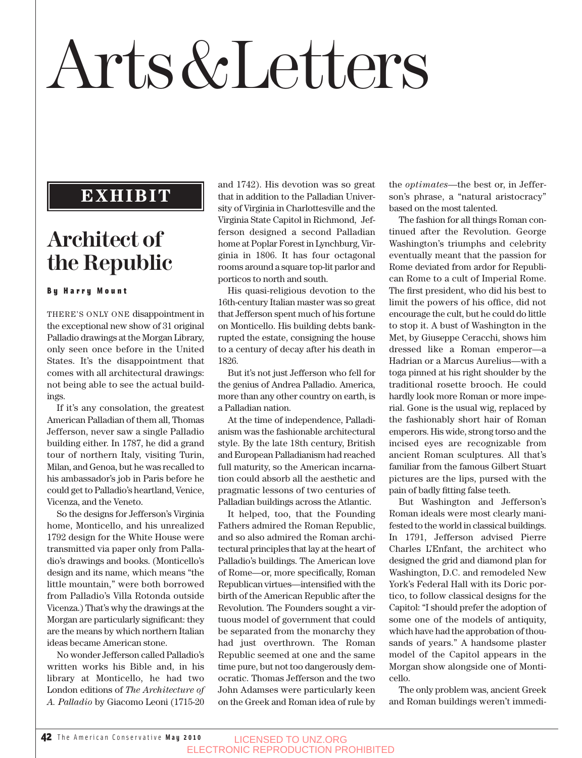# Arts&Letters

## EXHIBIT

## Architect of the Republic

**By Harry Mount**

THERE'S ONLY ONE disappointment in the exceptional new show of 31 original Palladio drawings at the Morgan Library, only seen once before in the United States. It's the disappointment that comes with all architectural drawings: not being able to see the actual buildings.

If it's any consolation, the greatest American Palladian of them all, Thomas Jefferson, never saw a single Palladio building either. In 1787, he did a grand tour of northern Italy, visiting Turin, Milan, and Genoa, but he was recalled to his ambassador's job in Paris before he could get to Palladio's heartland, Venice, Vicenza, and the Veneto.

So the designs for Jefferson's Virginia home, Monticello, and his unrealized 1792 design for the White House were transmitted via paper only from Palladio's drawings and books. (Monticello's design and its name, which means "the little mountain," were both borrowed from Palladio's Villa Rotonda outside Vicenza.) That's why the drawings at the Morgan are particularly significant: they are the means by which northern Italian ideas became American stone.

No wonder Jefferson called Palladio's written works his Bible and, in his library at Monticello, he had two London editions of *The Architecture of A. Palladio* by Giacomo Leoni (1715-20 and 1742). His devotion was so great that in addition to the Palladian University of Virginia in Charlottesville and the Virginia State Capitol in Richmond, Jefferson designed a second Palladian home at Poplar Forest in Lynchburg, Virginia in 1806. It has four octagonal rooms around a square top-lit parlor and porticos to north and south.

His quasi-religious devotion to the 16th-century Italian master was so great that Jefferson spent much of his fortune on Monticello. His building debts bankrupted the estate, consigning the house to a century of decay after his death in 1826.

But it's not just Jefferson who fell for the genius of Andrea Palladio. America, more than any other country on earth, is a Palladian nation.

At the time of independence, Palladianism was the fashionable architectural style. By the late 18th century, British and European Palladianism had reached full maturity, so the American incarnation could absorb all the aesthetic and pragmatic lessons of two centuries of Palladian buildings across the Atlantic.

It helped, too, that the Founding Fathers admired the Roman Republic, and so also admired the Roman architectural principles that lay at the heart of Palladio's buildings. The American love of Rome—or, more specifically, Roman Republican virtues—intensified with the birth of the American Republic after the Revolution. The Founders sought a virtuous model of government that could be separated from the monarchy they had just overthrown. The Roman Republic seemed at one and the same time pure, but not too dangerously democratic. Thomas Jefferson and the two John Adamses were particularly keen on the Greek and Roman idea of rule by the *optimates*—the best or, in Jefferson's phrase, a "natural aristocracy" based on the most talented.

The fashion for all things Roman continued after the Revolution. George Washington's triumphs and celebrity eventually meant that the passion for Rome deviated from ardor for Republican Rome to a cult of Imperial Rome. The first president, who did his best to limit the powers of his office, did not encourage the cult, but he could do little to stop it. A bust of Washington in the Met, by Giuseppe Ceracchi, shows him dressed like a Roman emperor—a Hadrian or a Marcus Aurelius—with a toga pinned at his right shoulder by the traditional rosette brooch. He could hardly look more Roman or more imperial. Gone is the usual wig, replaced by the fashionably short hair of Roman emperors. His wide, strong torso and the incised eyes are recognizable from ancient Roman sculptures. All that's familiar from the famous Gilbert Stuart pictures are the lips, pursed with the pain of badly fitting false teeth.

But Washington and Jefferson's Roman ideals were most clearly manifested to the world in classical buildings. In 1791, Jefferson advised Pierre Charles L'Enfant, the architect who designed the grid and diamond plan for Washington, D.C. and remodeled New York's Federal Hall with its Doric portico, to follow classical designs for the Capitol: "I should prefer the adoption of some one of the models of antiquity, which have had the approbation of thousands of years." A handsome plaster model of the Capitol appears in the Morgan show alongside one of Monticello.

The only problem was, ancient Greek and Roman buildings weren't immedi-